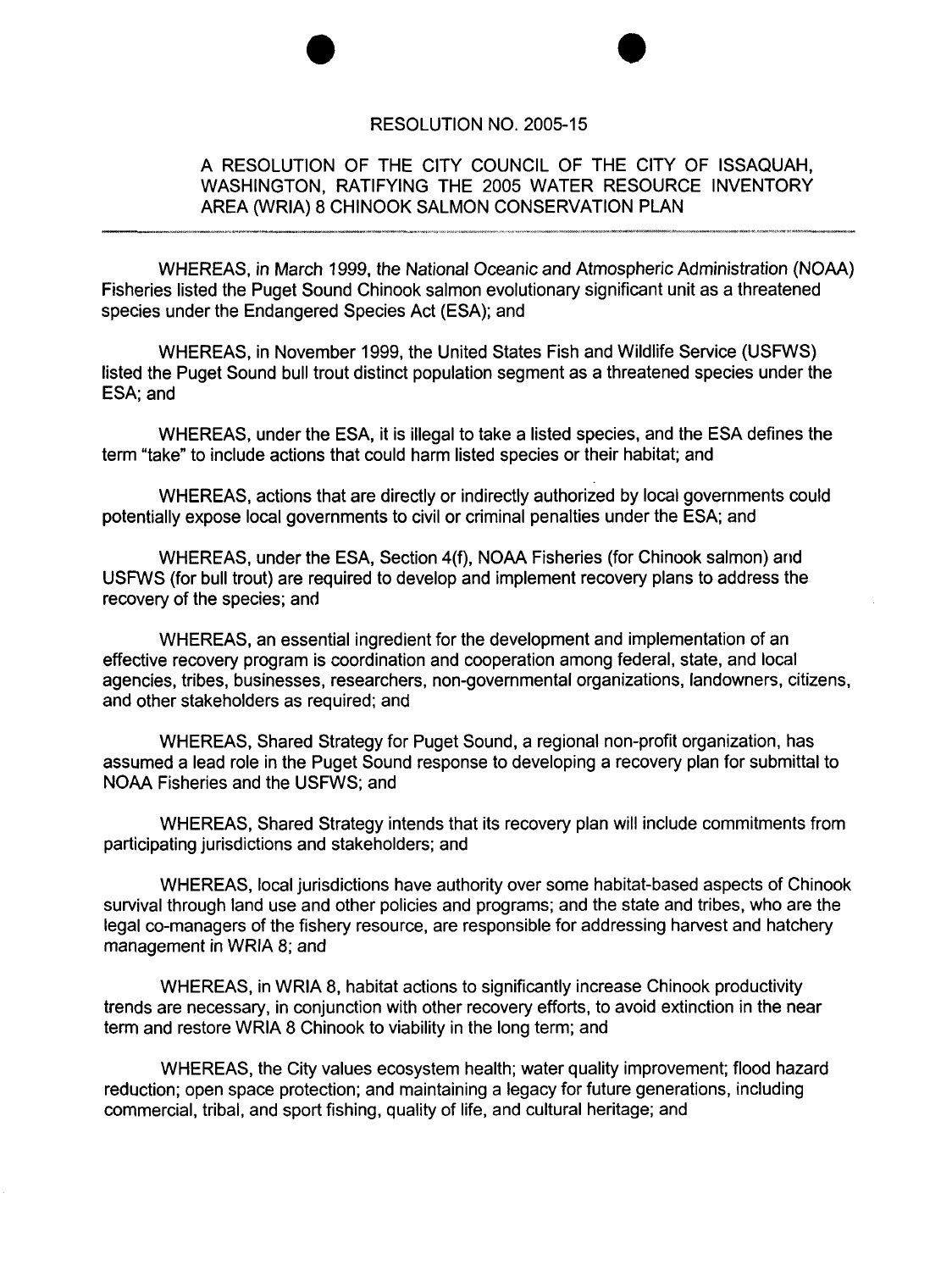# RESOLUTION NO. 2005-15

## A RESOLUTION OF THE CITY COUNCIL OF THE CITY OF ISSAQUAH, WASHINGTON, RATIFYING THE 2005 WATER RESOURCE INVENTORY AREA (WRIA) 8 CHINOOK SALMON CONSERVATION PLAN

---

WHEREAS, in March 1999, the National Oceanic and Atmospheric Administration (NOAA) Fisheries listed the Puget Sound Chinook salmon evolutionary significant unit as a threatened species under the Endangered Species Act (ESA); and

WHEREAS, in November 1999, the United States Fish and Wildlife Service (USFWS) listed the Puget Sound bull trout distinct population segment as a threatened species under the ESA; and

WHEREAS, under the ESA, it is illegal to take a listed species, and the ESA defines the term "take" to include actions that could harm listed species or their habitat; and

WHEREAS, actions that are directly or indirectly authorized by local governments could potentially expose local governments to civil or criminal penalties under the ESA; and

WHEREAS, under the ESA, Section 4(f), NOAA Fisheries (for Chinook salmon) and USFWS (for bull trout) are required to develop and implement recovery plans to address the recovery of the species; and

WHEREAS, an essential ingredient for the development and implementation of an effective recovery program is coordination and cooperation among federal, state, and local agencies, tribes, businesses, researchers, non-governmental organizations, landowners, citizens, and other stakeholders as required; and

WHEREAS, Shared Strategy for Puget Sound, a regional non-profit organization, has assumed a lead role in the Puget Sound response to developing a recovery plan for submittal to NOAA Fisheries and the USFWS; and

WHEREAS, Shared Strategy intends that its recovery plan will include commitments from participating jurisdictions and stakeholders; and

WHEREAS, local jurisdictions have authority over some habitat-based aspects of Chinook survival through land use and other policies and programs; and the state and tribes, who are the legal co-managers of the fishery resource, are responsible for addressing harvest and hatchery management in WRIA 8; and

WHEREAS, in WRIA 8, habitat actions to significantly increase Chinook productivity trends are necessary, in conjunction with other recovery efforts, to avoid extinction in the near term and restore WRIA 8 Chinook to viability in the long term; and

WHEREAS, the City values ecosystem health; water quality improvement; flood hazard reduction; open space protection; and maintaining a legacy for future generations, including commercial, tribal, and sport fishing, quality of life, and cultural heritage; and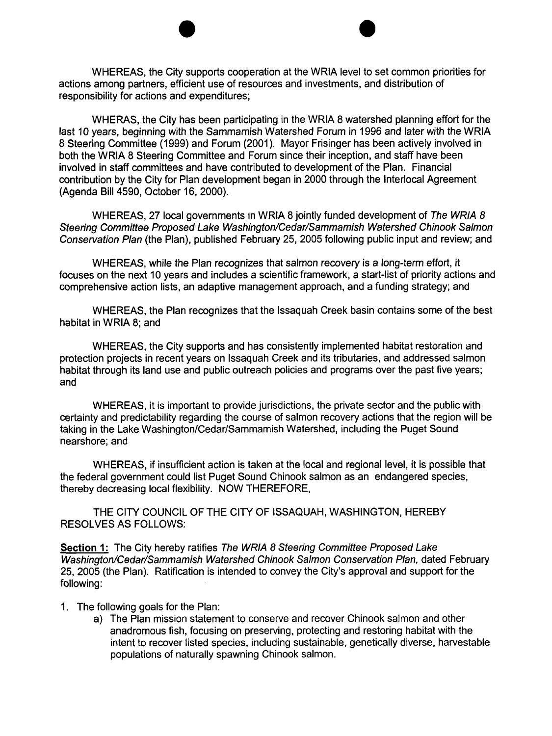WHEREAS, the City supports cooperation at the WRIA level to set common priorities for actions among partners, efficient use of resources and investments, and distribution of responsibility for actions and expenditures;

WHERAS, the City has been participating in the WRIA 8 watershed planning effort for the last 10 years, beginning with the Sammamish Watershed Forum in 1996 and later with the WRIA 8 Steering Committee (1999) and Forum (2001). Mayor Frisinger has been actively involved in both the WRIA 8 Steering Committee and Forum since their inception, and staff have been involved in staff committees and have contributed to development of the Plan. Financial contribution by the City for Plan development began in 2000 through the Interlocal Agreement (Agenda Bill 4590, October 16, 2000).

WHEREAS, 27 local governments in WRIA 8 jointly funded development of *The WRIA 8 Steering Committee Proposed Lake Washington/Cedar/Sammamish Watershed Chinook Salmon Conservation Plan* (the Plan), published February 25, 2005 following public input and review; and

WHEREAS, while the Plan recognizes that salmon recovery is a long-term effort, it focuses on the next 10 years and includes a scientific framework, a start-list of priority actions and comprehensive action lists, an adaptive management approach, and a funding strategy; and

WHEREAS, the Plan recognizes that the Issaquah Creek basin contains some of the best habitat in WRIA 8; and

WHEREAS, the City supports and has consistently implemented habitat restoration and protection projects in recent years on Issaquah Creek and its tributaries, and addressed salmon habitat through its land use and public outreach policies and programs over the past five years; and

WHEREAS, it is important to provide jurisdictions, the private sector and the public with certainty and predictability regarding the course of salmon recovery actions that the region will be taking in the Lake Washington/Cedar/Sammamish Watershed, including the Puget Sound nearshore; and

WHEREAS, if insufficient action is taken at the local and regional level, it is possible that the federal government could list Puget Sound Chinook salmon as an endangered species, thereby decreasing local flexibility. NOW THEREFORE,

THE CITY COUNCIL OF THE CITY OF ISSAQUAH, WASHINGTON, HEREBY RESOLVES AS FOLLOWS:

**Section 1:** The City hereby ratifies *The WRIA 8 Steering Committee Proposed Lake Washington/Cedar/Sammamish Watershed Chinook Salmon Conservation Plan,* dated February 25, 2005 (the Plan). Ratification is intended to convey the City's approval and support for the following:

1. The following goals for the Plan:
   a) The Plan mission statement to conserve and recover Chinook salmon and other anadromous fish, focusing on preserving, protecting and restoring habitat with the intent to recover listed species, including sustainable, genetically diverse, harvestable populations of naturally spawning Chinook salmon.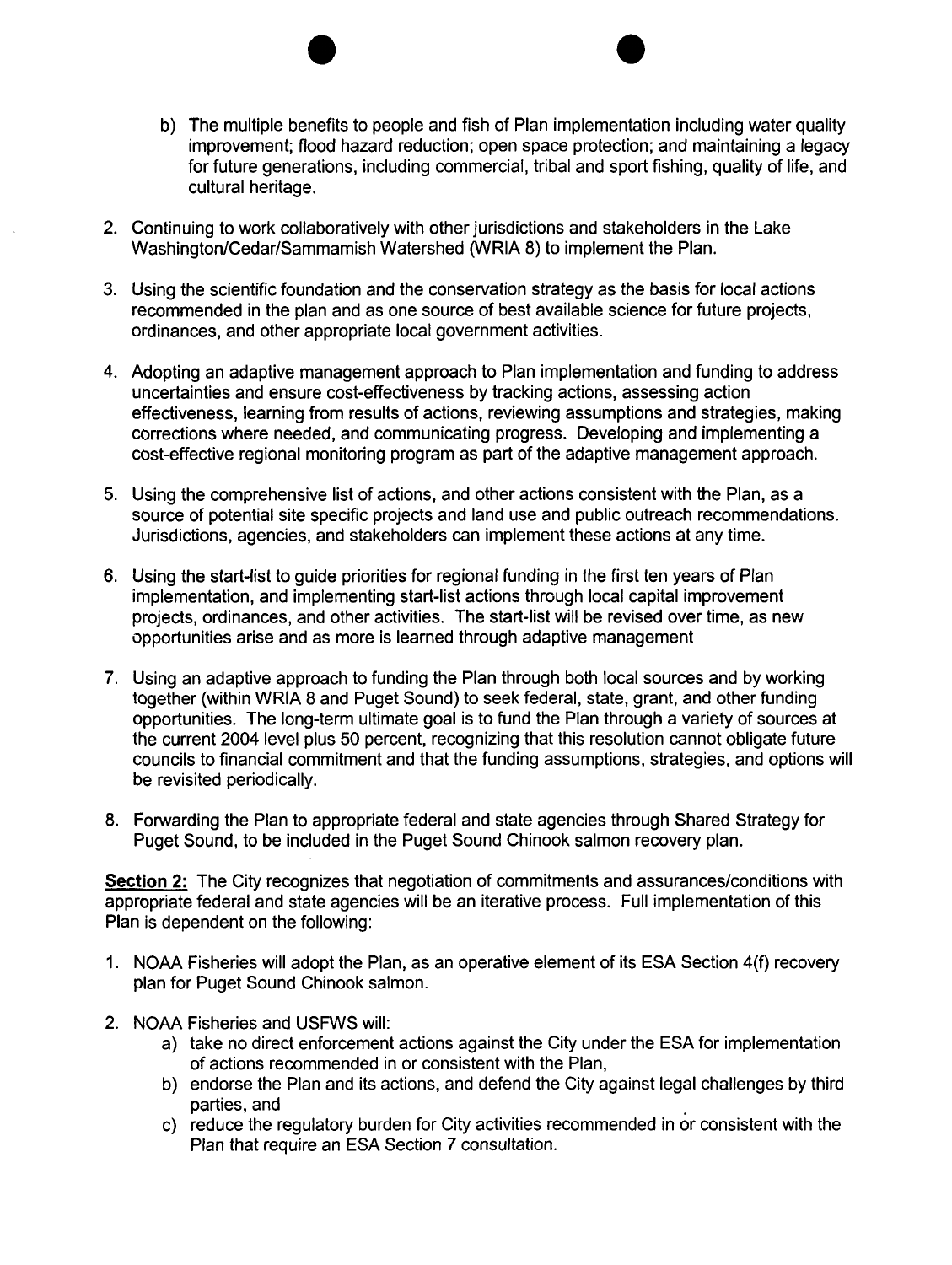b) The multiple benefits to people and fish of Plan implementation including water quality improvement; flood hazard reduction; open space protection; and maintaining a legacy for future generations, including commercial, tribal and sport fishing, quality of life, and cultural heritage.

2. Continuing to work collaboratively with other jurisdictions and stakeholders in the Lake Washington/Cedar/Sammamish Watershed (WRIA 8) to implement the Plan.

3. Using the scientific foundation and the conservation strategy as the basis for local actions recommended in the plan and as one source of best available science for future projects, ordinances, and other appropriate local government activities.

4. Adopting an adaptive management approach to Plan implementation and funding to address uncertainties and ensure cost-effectiveness by tracking actions, assessing action effectiveness, learning from results of actions, reviewing assumptions and strategies, making corrections where needed, and communicating progress. Developing and implementing a cost-effective regional monitoring program as part of the adaptive management approach.

5. Using the comprehensive list of actions, and other actions consistent with the Plan, as a source of potential site specific projects and land use and public outreach recommendations. Jurisdictions, agencies, and stakeholders can implement these actions at any time.

6. Using the start-list to guide priorities for regional funding in the first ten years of Plan implementation, and implementing start-list actions through local capital improvement projects, ordinances, and other activities. The start-list will be revised over time, as new opportunities arise and as more is learned through adaptive management

7. Using an adaptive approach to funding the Plan through both local sources and by working together (within WRIA 8 and Puget Sound) to seek federal, state, grant, and other funding opportunities. The long-term ultimate goal is to fund the Plan through a variety of sources at the current 2004 level plus 50 percent, recognizing that this resolution cannot obligate future councils to financial commitment and that the funding assumptions, strategies, and options will be revisited periodically.

8. Forwarding the Plan to appropriate federal and state agencies through Shared Strategy for Puget Sound, to be included in the Puget Sound Chinook salmon recovery plan.

**Section 2:** The City recognizes that negotiation of commitments and assurances/conditions with appropriate federal and state agencies will be an iterative process. Full implementation of this Plan is dependent on the following:

1. NOAA Fisheries will adopt the Plan, as an operative element of its ESA Section 4(f) recovery plan for Puget Sound Chinook salmon.

2. NOAA Fisheries and USFWS will:
   a) take no direct enforcement actions against the City under the ESA for implementation of actions recommended in or consistent with the Plan,
   b) endorse the Plan and its actions, and defend the City against legal challenges by third parties, and
   c) reduce the regulatory burden for City activities recommended in or consistent with the Plan that require an ESA Section 7 consultation.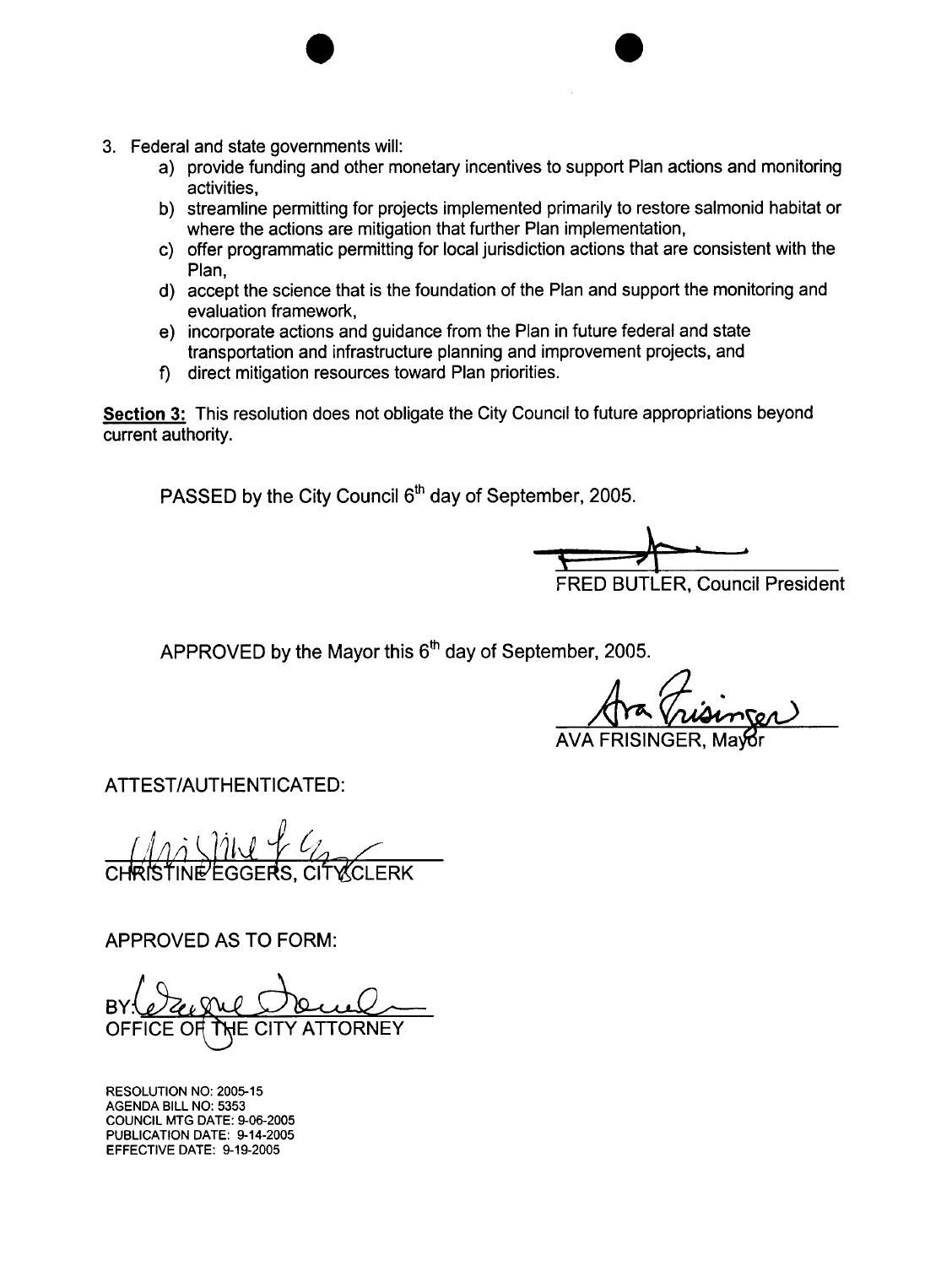3. Federal and state governments will:
    a) provide funding and other monetary incentives to support Plan actions and monitoring activities,
    b) streamline permitting for projects implemented primarily to restore salmonid habitat or where the actions are mitigation that further Plan implementation,
    c) offer programmatic permitting for local jurisdiction actions that are consistent with the Plan,
    d) accept the science that is the foundation of the Plan and support the monitoring and evaluation framework,
    e) incorporate actions and guidance from the Plan in future federal and state transportation and infrastructure planning and improvement projects, and
    f) direct mitigation resources toward Plan priorities.

**Section 3:** This resolution does not obligate the City Council to future appropriations beyond current authority.

PASSED by the City Council 6th day of September, 2005.

FRED BUTLER, Council President

APPROVED by the Mayor this 6th day of September, 2005.

AVA FRISINGER, Mayor

ATTEST/AUTHENTICATED:

CHRISTINE EGGERS, CITY CLERK

APPROVED AS TO FORM:

BY:
OFFICE OF THE CITY ATTORNEY

RESOLUTION NO: 2005-15
AGENDA BILL NO: 5353
COUNCIL MTG DATE: 9-06-2005
PUBLICATION DATE: 9-14-2005
EFFECTIVE DATE: 9-19-2005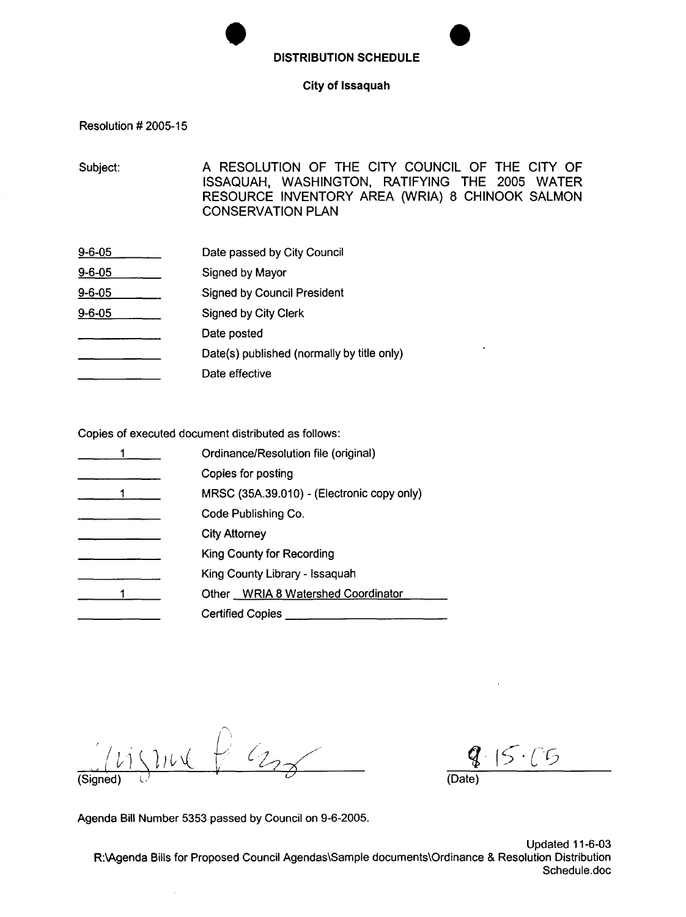**DISTRIBUTION SCHEDULE**

**City of Issaquah**

Resolution # 2005-15

Subject: A RESOLUTION OF THE CITY COUNCIL OF THE CITY OF ISSAQUAH, WASHINGTON, RATIFYING THE 2005 WATER RESOURCE INVENTORY AREA (WRIA) 8 CHINOOK SALMON CONSERVATION PLAN

| | |
|---|---|
| 9-6-05 | Date passed by City Council |
| 9-6-05 | Signed by Mayor |
| 9-6-05 | Signed by Council President |
| 9-6-05 | Signed by City Clerk |
| | Date posted |
| | Date(s) published (normally by title only) |
| | Date effective |

Copies of executed document distributed as follows:

| | |
|---|---|
| 1 | Ordinance/Resolution file (original) |
| | Copies for posting |
| 1 | MRSC (35A.39.010) - (Electronic copy only) |
| | Code Publishing Co. |
| | City Attorney |
| | King County for Recording |
| | King County Library - Issaquah |
| 1 | Other WRIA 8 Watershed Coordinator |
| | Certified Copies |

(Signed)

8.15.05
(Date)

Agenda Bill Number 5353 passed by Council on 9-6-2005.

Updated 11-6-03
R:\Agenda Bills for Proposed Council Agendas\Sample documents\Ordinance & Resolution Distribution Schedule.doc